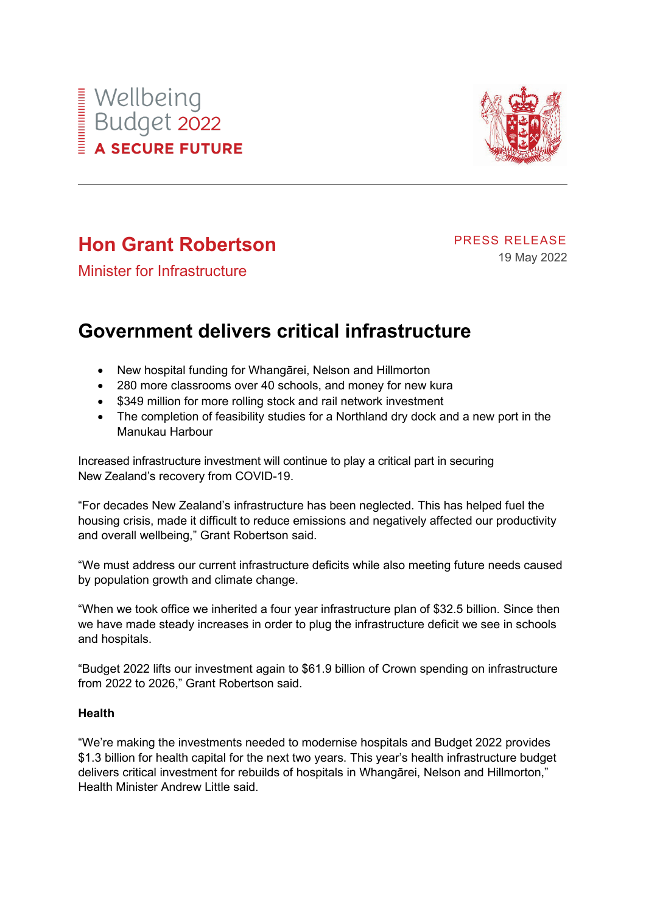Wellbeing
Budget 2022
**A SECURE FUTURE**

---

## Hon Grant Robertson

Minister for Infrastructure

PRESS RELEASE
19 May 2022

# Government delivers critical infrastructure

- New hospital funding for Whangārei, Nelson and Hillmorton
- 280 more classrooms over 40 schools, and money for new kura
- $349 million for more rolling stock and rail network investment
- The completion of feasibility studies for a Northland dry dock and a new port in the Manukau Harbour

Increased infrastructure investment will continue to play a critical part in securing New Zealand's recovery from COVID-19.

"For decades New Zealand's infrastructure has been neglected. This has helped fuel the housing crisis, made it difficult to reduce emissions and negatively affected our productivity and overall wellbeing," Grant Robertson said.

"We must address our current infrastructure deficits while also meeting future needs caused by population growth and climate change.

"When we took office we inherited a four year infrastructure plan of $32.5 billion. Since then we have made steady increases in order to plug the infrastructure deficit we see in schools and hospitals.

"Budget 2022 lifts our investment again to $61.9 billion of Crown spending on infrastructure from 2022 to 2026," Grant Robertson said.

**Health**

"We're making the investments needed to modernise hospitals and Budget 2022 provides $1.3 billion for health capital for the next two years. This year's health infrastructure budget delivers critical investment for rebuilds of hospitals in Whangārei, Nelson and Hillmorton," Health Minister Andrew Little said.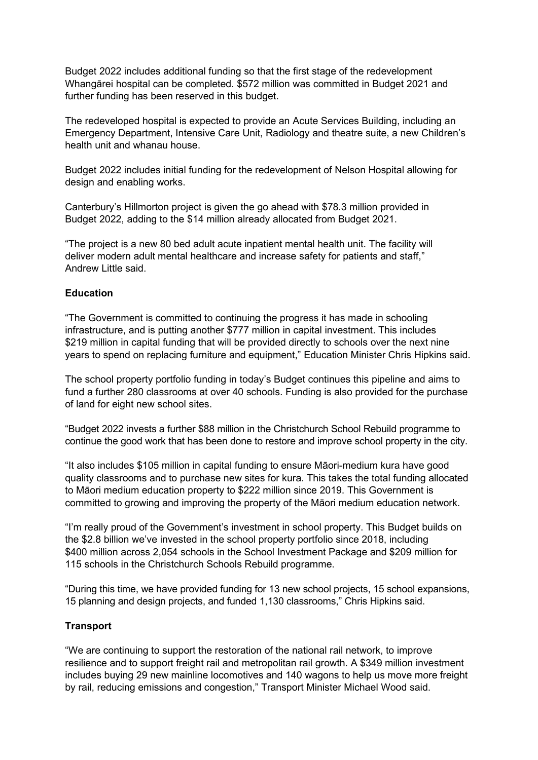Budget 2022 includes additional funding so that the first stage of the redevelopment Whangārei hospital can be completed. $572 million was committed in Budget 2021 and further funding has been reserved in this budget.

The redeveloped hospital is expected to provide an Acute Services Building, including an Emergency Department, Intensive Care Unit, Radiology and theatre suite, a new Children's health unit and whanau house.

Budget 2022 includes initial funding for the redevelopment of Nelson Hospital allowing for design and enabling works.

Canterbury's Hillmorton project is given the go ahead with $78.3 million provided in Budget 2022, adding to the $14 million already allocated from Budget 2021.

"The project is a new 80 bed adult acute inpatient mental health unit. The facility will deliver modern adult mental healthcare and increase safety for patients and staff," Andrew Little said.

**Education**

"The Government is committed to continuing the progress it has made in schooling infrastructure, and is putting another $777 million in capital investment. This includes $219 million in capital funding that will be provided directly to schools over the next nine years to spend on replacing furniture and equipment," Education Minister Chris Hipkins said.

The school property portfolio funding in today's Budget continues this pipeline and aims to fund a further 280 classrooms at over 40 schools. Funding is also provided for the purchase of land for eight new school sites.

"Budget 2022 invests a further $88 million in the Christchurch School Rebuild programme to continue the good work that has been done to restore and improve school property in the city.

"It also includes $105 million in capital funding to ensure Māori-medium kura have good quality classrooms and to purchase new sites for kura. This takes the total funding allocated to Māori medium education property to $222 million since 2019. This Government is committed to growing and improving the property of the Māori medium education network.

"I'm really proud of the Government's investment in school property. This Budget builds on the $2.8 billion we've invested in the school property portfolio since 2018, including $400 million across 2,054 schools in the School Investment Package and $209 million for 115 schools in the Christchurch Schools Rebuild programme.

"During this time, we have provided funding for 13 new school projects, 15 school expansions, 15 planning and design projects, and funded 1,130 classrooms," Chris Hipkins said.

**Transport**

"We are continuing to support the restoration of the national rail network, to improve resilience and to support freight rail and metropolitan rail growth. A $349 million investment includes buying 29 new mainline locomotives and 140 wagons to help us move more freight by rail, reducing emissions and congestion," Transport Minister Michael Wood said.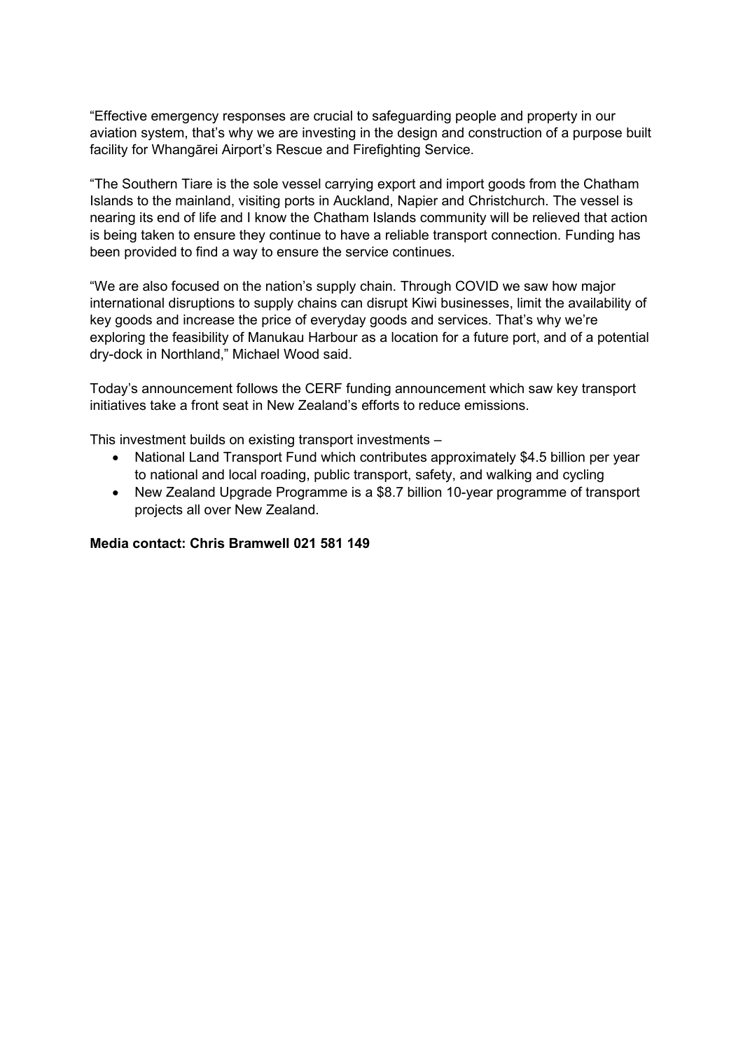“Effective emergency responses are crucial to safeguarding people and property in our aviation system, that’s why we are investing in the design and construction of a purpose built facility for Whangārei Airport’s Rescue and Firefighting Service.

“The Southern Tiare is the sole vessel carrying export and import goods from the Chatham Islands to the mainland, visiting ports in Auckland, Napier and Christchurch. The vessel is nearing its end of life and I know the Chatham Islands community will be relieved that action is being taken to ensure they continue to have a reliable transport connection. Funding has been provided to find a way to ensure the service continues.

“We are also focused on the nation’s supply chain. Through COVID we saw how major international disruptions to supply chains can disrupt Kiwi businesses, limit the availability of key goods and increase the price of everyday goods and services. That’s why we’re exploring the feasibility of Manukau Harbour as a location for a future port, and of a potential dry-dock in Northland,” Michael Wood said.

Today’s announcement follows the CERF funding announcement which saw key transport initiatives take a front seat in New Zealand’s efforts to reduce emissions.

This investment builds on existing transport investments –

- National Land Transport Fund which contributes approximately $4.5 billion per year to national and local roading, public transport, safety, and walking and cycling
- New Zealand Upgrade Programme is a $8.7 billion 10-year programme of transport projects all over New Zealand.

**Media contact: Chris Bramwell 021 581 149**